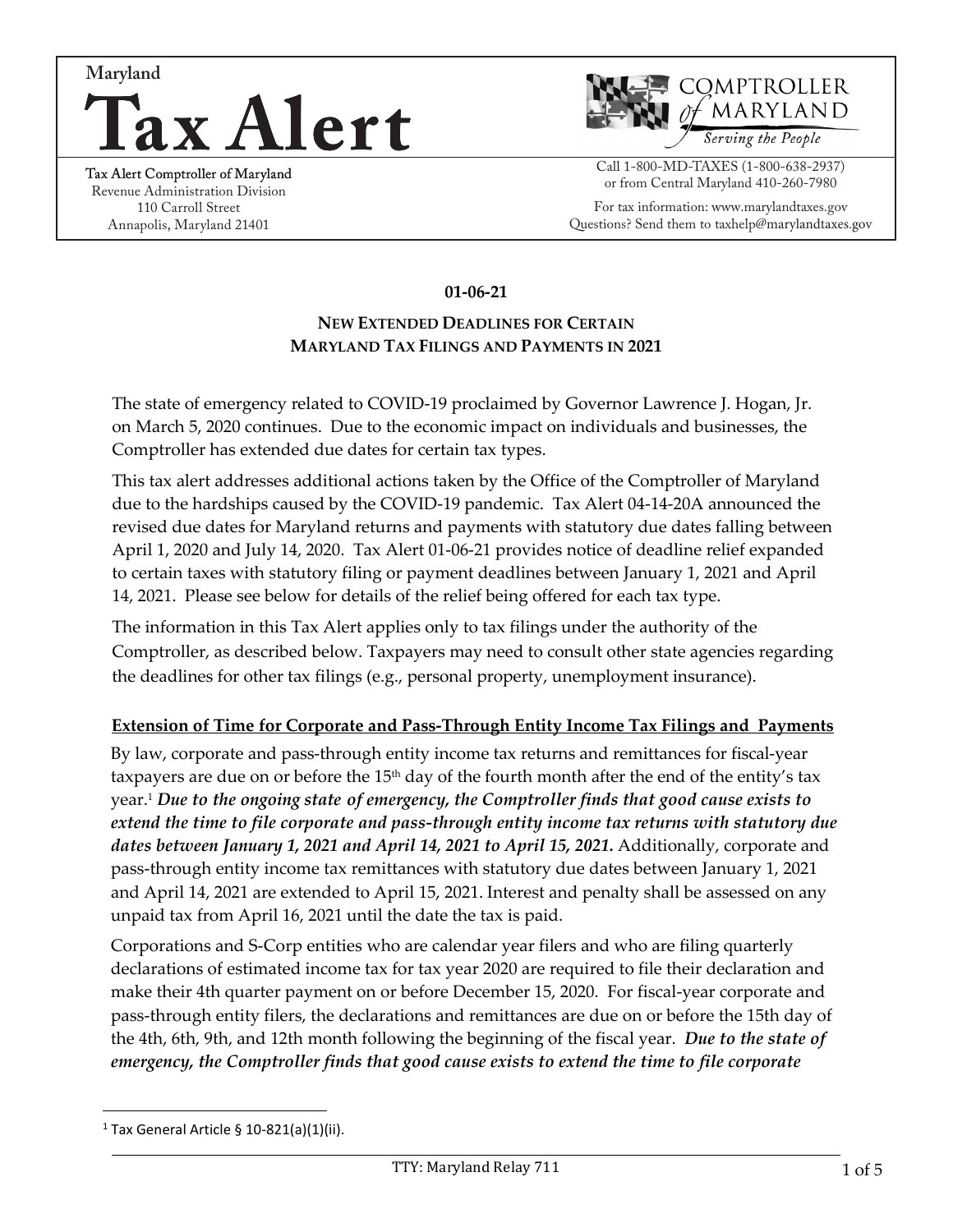# Maryland Tax Alert

Tax Alert Comptroller of Maryland
Revenue Administration Division
110 Carroll Street
Annapolis, Maryland 21401

COMPTROLLER of MARYLAND
*Serving the People*

Call 1-800-MD-TAXES (1-800-638-2937)
or from Central Maryland 410-260-7980

For tax information: www.marylandtaxes.gov
Questions? Send them to taxhelp@marylandtaxes.gov

**01-06-21**

## NEW EXTENDED DEADLINES FOR CERTAIN MARYLAND TAX FILINGS AND PAYMENTS IN 2021

The state of emergency related to COVID-19 proclaimed by Governor Lawrence J. Hogan, Jr. on March 5, 2020 continues. Due to the economic impact on individuals and businesses, the Comptroller has extended due dates for certain tax types.

This tax alert addresses additional actions taken by the Office of the Comptroller of Maryland due to the hardships caused by the COVID-19 pandemic. Tax Alert 04-14-20A announced the revised due dates for Maryland returns and payments with statutory due dates falling between April 1, 2020 and July 14, 2020. Tax Alert 01-06-21 provides notice of deadline relief expanded to certain taxes with statutory filing or payment deadlines between January 1, 2021 and April 14, 2021. Please see below for details of the relief being offered for each tax type.

The information in this Tax Alert applies only to tax filings under the authority of the Comptroller, as described below. Taxpayers may need to consult other state agencies regarding the deadlines for other tax filings (e.g., personal property, unemployment insurance).

### Extension of Time for Corporate and Pass-Through Entity Income Tax Filings and Payments

By law, corporate and pass-through entity income tax returns and remittances for fiscal-year taxpayers are due on or before the 15th day of the fourth month after the end of the entity's tax year.[1] ***Due to the ongoing state of emergency, the Comptroller finds that good cause exists to extend the time to file corporate and pass-through entity income tax returns with statutory due dates between January 1, 2021 and April 14, 2021 to April 15, 2021.*** Additionally, corporate and pass-through entity income tax remittances with statutory due dates between January 1, 2021 and April 14, 2021 are extended to April 15, 2021. Interest and penalty shall be assessed on any unpaid tax from April 16, 2021 until the date the tax is paid.

Corporations and S-Corp entities who are calendar year filers and who are filing quarterly declarations of estimated income tax for tax year 2020 are required to file their declaration and make their 4th quarter payment on or before December 15, 2020. For fiscal-year corporate and pass-through entity filers, the declarations and remittances are due on or before the 15th day of the 4th, 6th, 9th, and 12th month following the beginning of the fiscal year. ***Due to the state of emergency, the Comptroller finds that good cause exists to extend the time to file corporate***

[1] Tax General Article § 10-821(a)(1)(ii).

TTY: Maryland Relay 711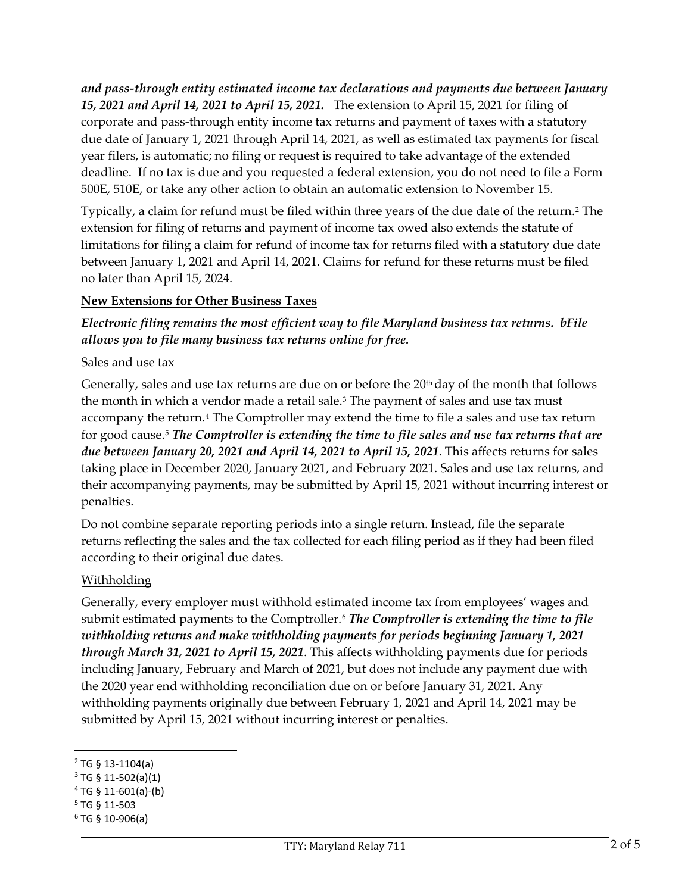***and pass-through entity estimated income tax declarations and payments due between January 15, 2021 and April 14, 2021 to April 15, 2021.*** The extension to April 15, 2021 for filing of corporate and pass-through entity income tax returns and payment of taxes with a statutory due date of January 1, 2021 through April 14, 2021, as well as estimated tax payments for fiscal year filers, is automatic; no filing or request is required to take advantage of the extended deadline. If no tax is due and you requested a federal extension, you do not need to file a Form 500E, 510E, or take any other action to obtain an automatic extension to November 15.

Typically, a claim for refund must be filed within three years of the due date of the return.[2] The extension for filing of returns and payment of income tax owed also extends the statute of limitations for filing a claim for refund of income tax for returns filed with a statutory due date between January 1, 2021 and April 14, 2021. Claims for refund for these returns must be filed no later than April 15, 2024.

**New Extensions for Other Business Taxes**

***Electronic filing remains the most efficient way to file Maryland business tax returns. bFile allows you to file many business tax returns online for free.***

Sales and use tax

Generally, sales and use tax returns are due on or before the 20th day of the month that follows the month in which a vendor made a retail sale.[3] The payment of sales and use tax must accompany the return.[4] The Comptroller may extend the time to file a sales and use tax return for good cause.[5] ***The Comptroller is extending the time to file sales and use tax returns that are due between January 20, 2021 and April 14, 2021 to April 15, 2021***. This affects returns for sales taking place in December 2020, January 2021, and February 2021. Sales and use tax returns, and their accompanying payments, may be submitted by April 15, 2021 without incurring interest or penalties.

Do not combine separate reporting periods into a single return. Instead, file the separate returns reflecting the sales and the tax collected for each filing period as if they had been filed according to their original due dates.

Withholding

Generally, every employer must withhold estimated income tax from employees' wages and submit estimated payments to the Comptroller.[6] ***The Comptroller is extending the time to file withholding returns and make withholding payments for periods beginning January 1, 2021 through March 31, 2021 to April 15, 2021***. This affects withholding payments due for periods including January, February and March of 2021, but does not include any payment due with the 2020 year end withholding reconciliation due on or before January 31, 2021. Any withholding payments originally due between February 1, 2021 and April 14, 2021 may be submitted by April 15, 2021 without incurring interest or penalties.

---

[2] TG § 13-1104(a)
[3] TG § 11-502(a)(1)
[4] TG § 11-601(a)-(b)
[5] TG § 11-503
[6] TG § 10-906(a)

TTY: Maryland Relay 711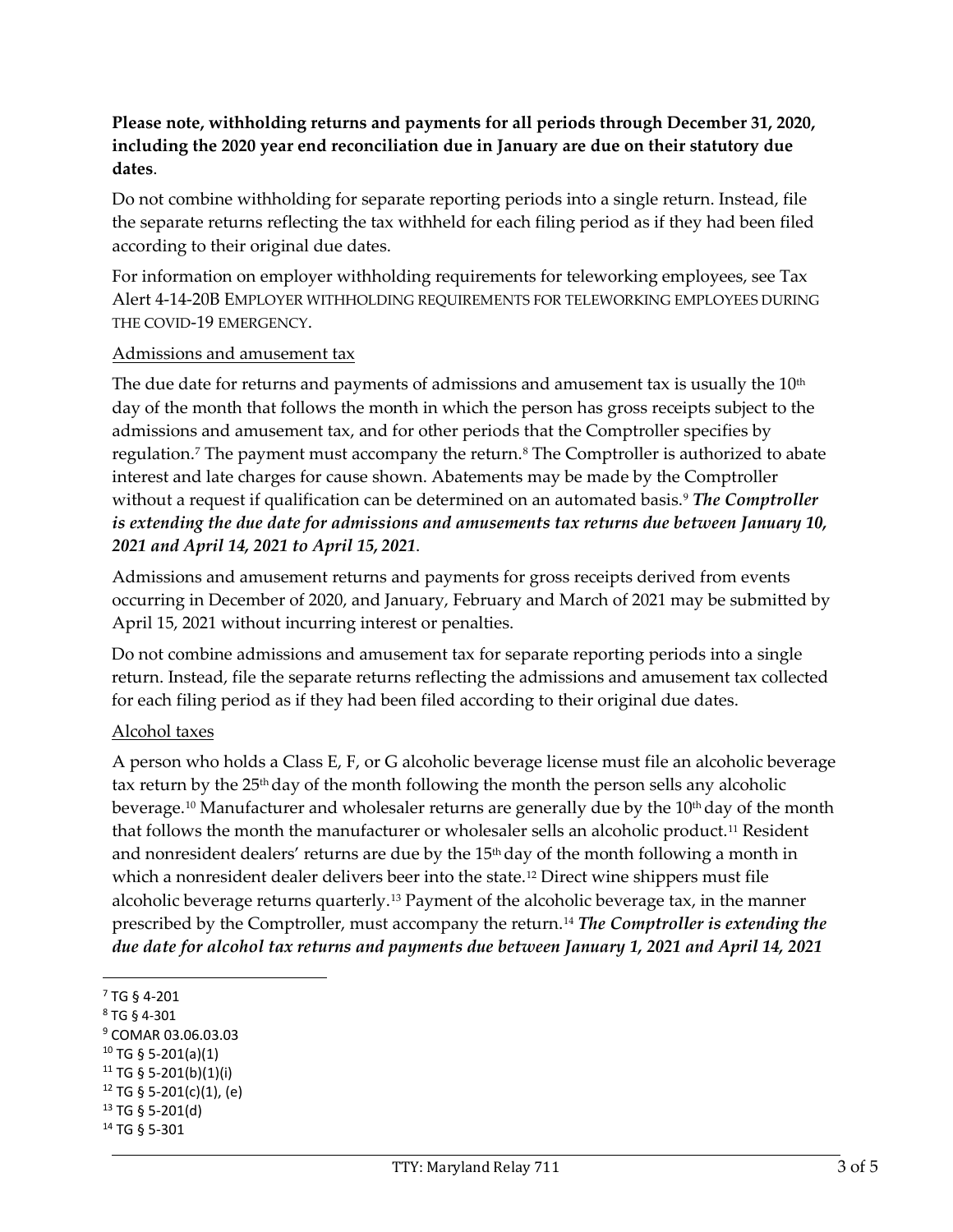**Please note, withholding returns and payments for all periods through December 31, 2020, including the 2020 year end reconciliation due in January are due on their statutory due dates**.

Do not combine withholding for separate reporting periods into a single return. Instead, file the separate returns reflecting the tax withheld for each filing period as if they had been filed according to their original due dates.

For information on employer withholding requirements for teleworking employees, see Tax Alert 4-14-20B EMPLOYER WITHHOLDING REQUIREMENTS FOR TELEWORKING EMPLOYEES DURING THE COVID-19 EMERGENCY.

Admissions and amusement tax

The due date for returns and payments of admissions and amusement tax is usually the 10th day of the month that follows the month in which the person has gross receipts subject to the admissions and amusement tax, and for other periods that the Comptroller specifies by regulation.[7] The payment must accompany the return.[8] The Comptroller is authorized to abate interest and late charges for cause shown. Abatements may be made by the Comptroller without a request if qualification can be determined on an automated basis.[9] ***The Comptroller is extending the due date for admissions and amusements tax returns due between January 10, 2021 and April 14, 2021 to April 15, 2021***.

Admissions and amusement returns and payments for gross receipts derived from events occurring in December of 2020, and January, February and March of 2021 may be submitted by April 15, 2021 without incurring interest or penalties.

Do not combine admissions and amusement tax for separate reporting periods into a single return. Instead, file the separate returns reflecting the admissions and amusement tax collected for each filing period as if they had been filed according to their original due dates.

Alcohol taxes

A person who holds a Class E, F, or G alcoholic beverage license must file an alcoholic beverage tax return by the 25th day of the month following the month the person sells any alcoholic beverage.[10] Manufacturer and wholesaler returns are generally due by the 10th day of the month that follows the month the manufacturer or wholesaler sells an alcoholic product.[11] Resident and nonresident dealers' returns are due by the 15th day of the month following a month in which a nonresident dealer delivers beer into the state.[12] Direct wine shippers must file alcoholic beverage returns quarterly.[13] Payment of the alcoholic beverage tax, in the manner prescribed by the Comptroller, must accompany the return.[14] ***The Comptroller is extending the due date for alcohol tax returns and payments due between January 1, 2021 and April 14, 2021***

---

[7] TG § 4-201
[8] TG § 4-301
[9] COMAR 03.06.03.03
[10] TG § 5-201(a)(1)
[11] TG § 5-201(b)(1)(i)
[12] TG § 5-201(c)(1), (e)
[13] TG § 5-201(d)
[14] TG § 5-301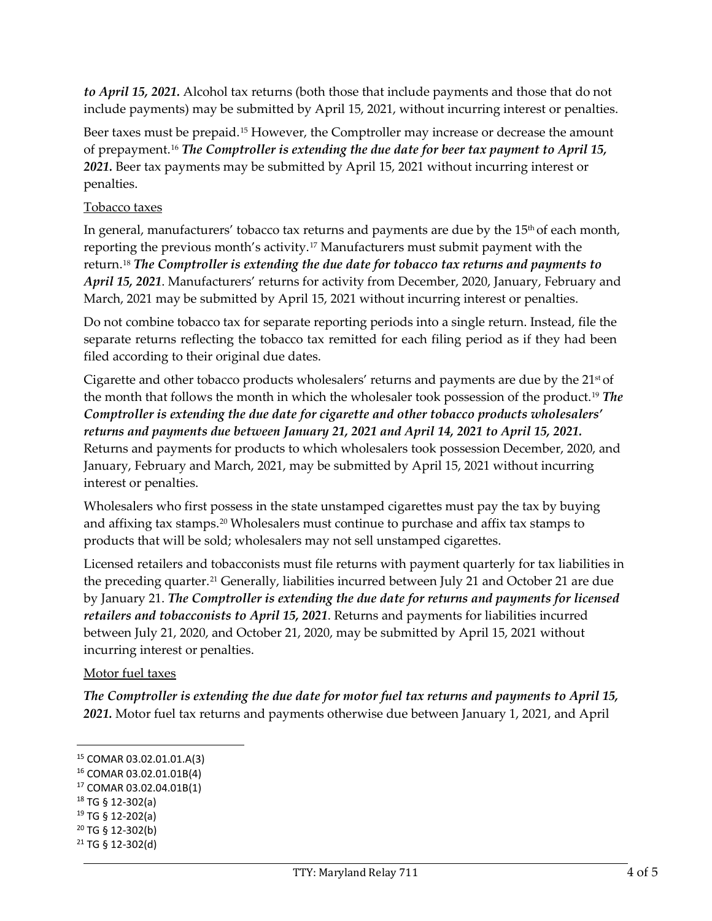*to April 15, 2021.* Alcohol tax returns (both those that include payments and those that do not include payments) may be submitted by April 15, 2021, without incurring interest or penalties.

Beer taxes must be prepaid.[15] However, the Comptroller may increase or decrease the amount of prepayment.[16] ***The Comptroller is extending the due date for beer tax payment to April 15, 2021.*** Beer tax payments may be submitted by April 15, 2021 without incurring interest or penalties.

Tobacco taxes

In general, manufacturers' tobacco tax returns and payments are due by the 15th of each month, reporting the previous month's activity.[17] Manufacturers must submit payment with the return.[18] ***The Comptroller is extending the due date for tobacco tax returns and payments to April 15, 2021***. Manufacturers' returns for activity from December, 2020, January, February and March, 2021 may be submitted by April 15, 2021 without incurring interest or penalties.

Do not combine tobacco tax for separate reporting periods into a single return. Instead, file the separate returns reflecting the tobacco tax remitted for each filing period as if they had been filed according to their original due dates.

Cigarette and other tobacco products wholesalers' returns and payments are due by the 21st of the month that follows the month in which the wholesaler took possession of the product.[19] ***The Comptroller is extending the due date for cigarette and other tobacco products wholesalers' returns and payments due between January 21, 2021 and April 14, 2021 to April 15, 2021.*** Returns and payments for products to which wholesalers took possession December, 2020, and January, February and March, 2021, may be submitted by April 15, 2021 without incurring interest or penalties.

Wholesalers who first possess in the state unstamped cigarettes must pay the tax by buying and affixing tax stamps.[20] Wholesalers must continue to purchase and affix tax stamps to products that will be sold; wholesalers may not sell unstamped cigarettes.

Licensed retailers and tobacconists must file returns with payment quarterly for tax liabilities in the preceding quarter.[21] Generally, liabilities incurred between July 21 and October 21 are due by January 21. ***The Comptroller is extending the due date for returns and payments for licensed retailers and tobacconists to April 15, 2021***. Returns and payments for liabilities incurred between July 21, 2020, and October 21, 2020, may be submitted by April 15, 2021 without incurring interest or penalties.

Motor fuel taxes

***The Comptroller is extending the due date for motor fuel tax returns and payments to April 15, 2021.*** Motor fuel tax returns and payments otherwise due between January 1, 2021, and April

---

[15] COMAR 03.02.01.01.A(3)
[16] COMAR 03.02.01.01B(4)
[17] COMAR 03.02.04.01B(1)
[18] TG § 12-302(a)
[19] TG § 12-202(a)
[20] TG § 12-302(b)
[21] TG § 12-302(d)

TTY: Maryland Relay 711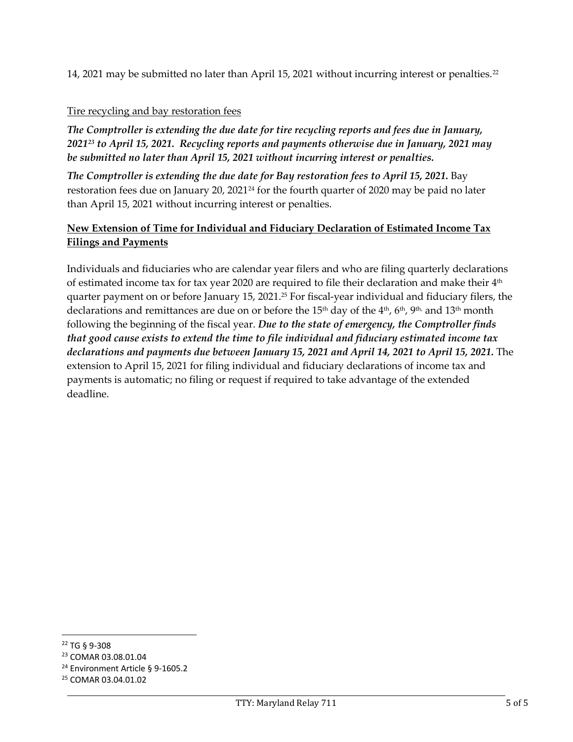14, 2021 may be submitted no later than April 15, 2021 without incurring interest or penalties.[22]

Tire recycling and bay restoration fees

***The Comptroller is extending the due date for tire recycling reports and fees due in January, 2021[23] to April 15, 2021. Recycling reports and payments otherwise due in January, 2021 may be submitted no later than April 15, 2021 without incurring interest or penalties.***

***The Comptroller is extending the due date for Bay restoration fees to April 15, 2021.*** Bay restoration fees due on January 20, 2021[24] for the fourth quarter of 2020 may be paid no later than April 15, 2021 without incurring interest or penalties.

## New Extension of Time for Individual and Fiduciary Declaration of Estimated Income Tax Filings and Payments

Individuals and fiduciaries who are calendar year filers and who are filing quarterly declarations of estimated income tax for tax year 2020 are required to file their declaration and make their 4th quarter payment on or before January 15, 2021.[25] For fiscal-year individual and fiduciary filers, the declarations and remittances are due on or before the 15th day of the 4th, 6th, 9th, and 13th month following the beginning of the fiscal year. ***Due to the state of emergency, the Comptroller finds that good cause exists to extend the time to file individual and fiduciary estimated income tax declarations and payments due between January 15, 2021 and April 14, 2021 to April 15, 2021.*** The extension to April 15, 2021 for filing individual and fiduciary declarations of income tax and payments is automatic; no filing or request if required to take advantage of the extended deadline.

---

[22] TG § 9-308

[23] COMAR 03.08.01.04

[24] Environment Article § 9-1605.2

[25] COMAR 03.04.01.02